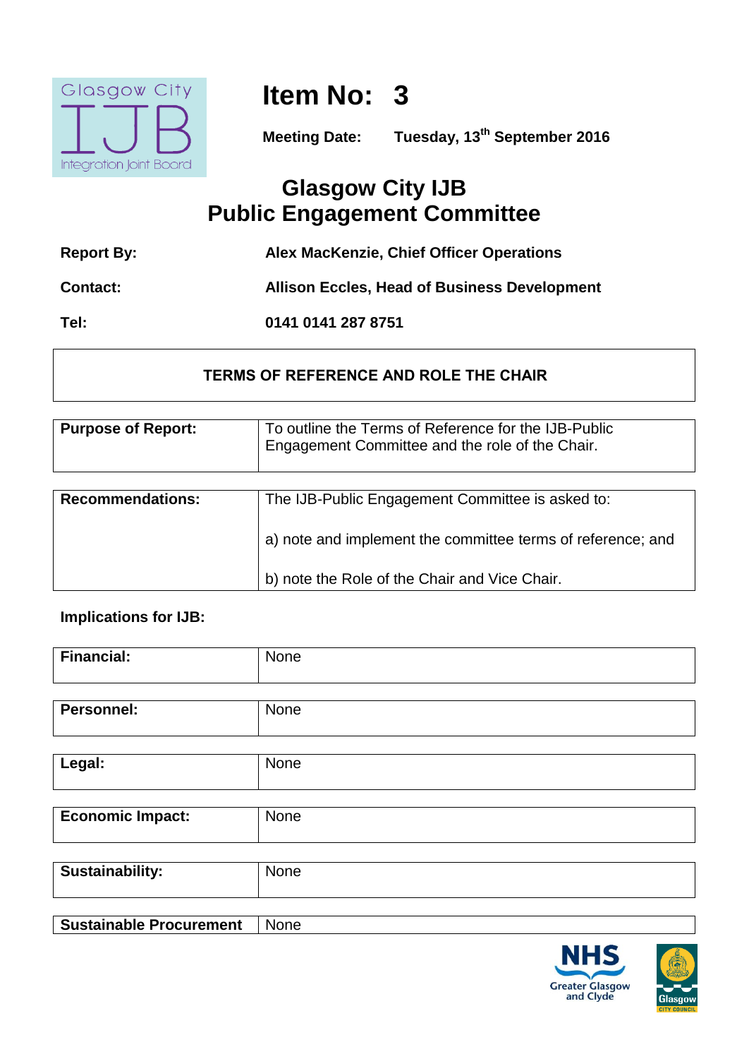# Item No: 3

**Meeting Date:** **Tuesday, 13th September 2016**

## Glasgow City IJB
## Public Engagement Committee

| | |
|---|---|
| **Report By:** | **Alex MacKenzie, Chief Officer Operations** |
| **Contact:** | **Allison Eccles, Head of Business Development** |
| **Tel:** | **0141 0141 287 8751** |

**TERMS OF REFERENCE AND ROLE THE CHAIR**

| | |
|---|---|
| **Purpose of Report:** | To outline the Terms of Reference for the IJB-Public Engagement Committee and the role of the Chair. |

| | |
|---|---|
| **Recommendations:** | The IJB-Public Engagement Committee is asked to:<br><br>a) note and implement the committee terms of reference; and<br><br>b) note the Role of the Chair and Vice Chair. |

**Implications for IJB:**

| | |
|---|---|
| **Financial:** | None |
| **Personnel:** | None |
| **Legal:** | None |
| **Economic Impact:** | None |
| **Sustainability:** | None |
| **Sustainable Procurement** | None |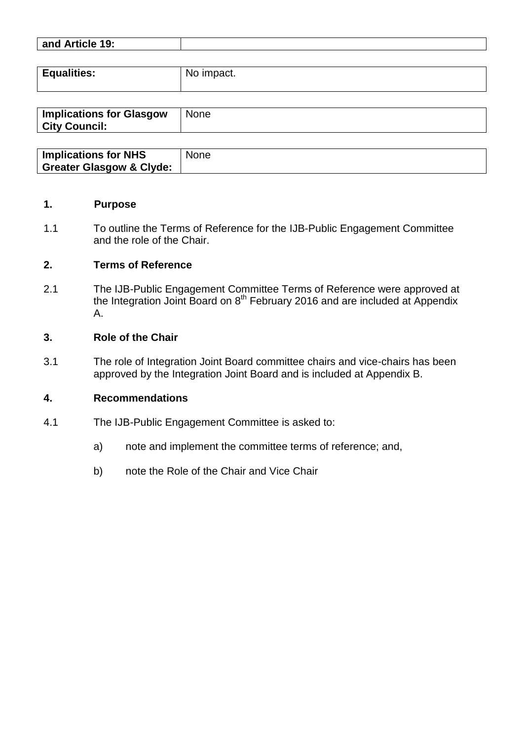| and Article 19: | |
|---|---|

| Equalities: | No impact. |
|---|---|

| Implications for Glasgow City Council: | None |
|---|---|

| Implications for NHS Greater Glasgow & Clyde: | None |
|---|---|

## 1. Purpose

1.1 To outline the Terms of Reference for the IJB-Public Engagement Committee and the role of the Chair.

## 2. Terms of Reference

2.1 The IJB-Public Engagement Committee Terms of Reference were approved at the Integration Joint Board on 8th February 2016 and are included at Appendix A.

## 3. Role of the Chair

3.1 The role of Integration Joint Board committee chairs and vice-chairs has been approved by the Integration Joint Board and is included at Appendix B.

## 4. Recommendations

4.1 The IJB-Public Engagement Committee is asked to:

a) note and implement the committee terms of reference; and,

b) note the Role of the Chair and Vice Chair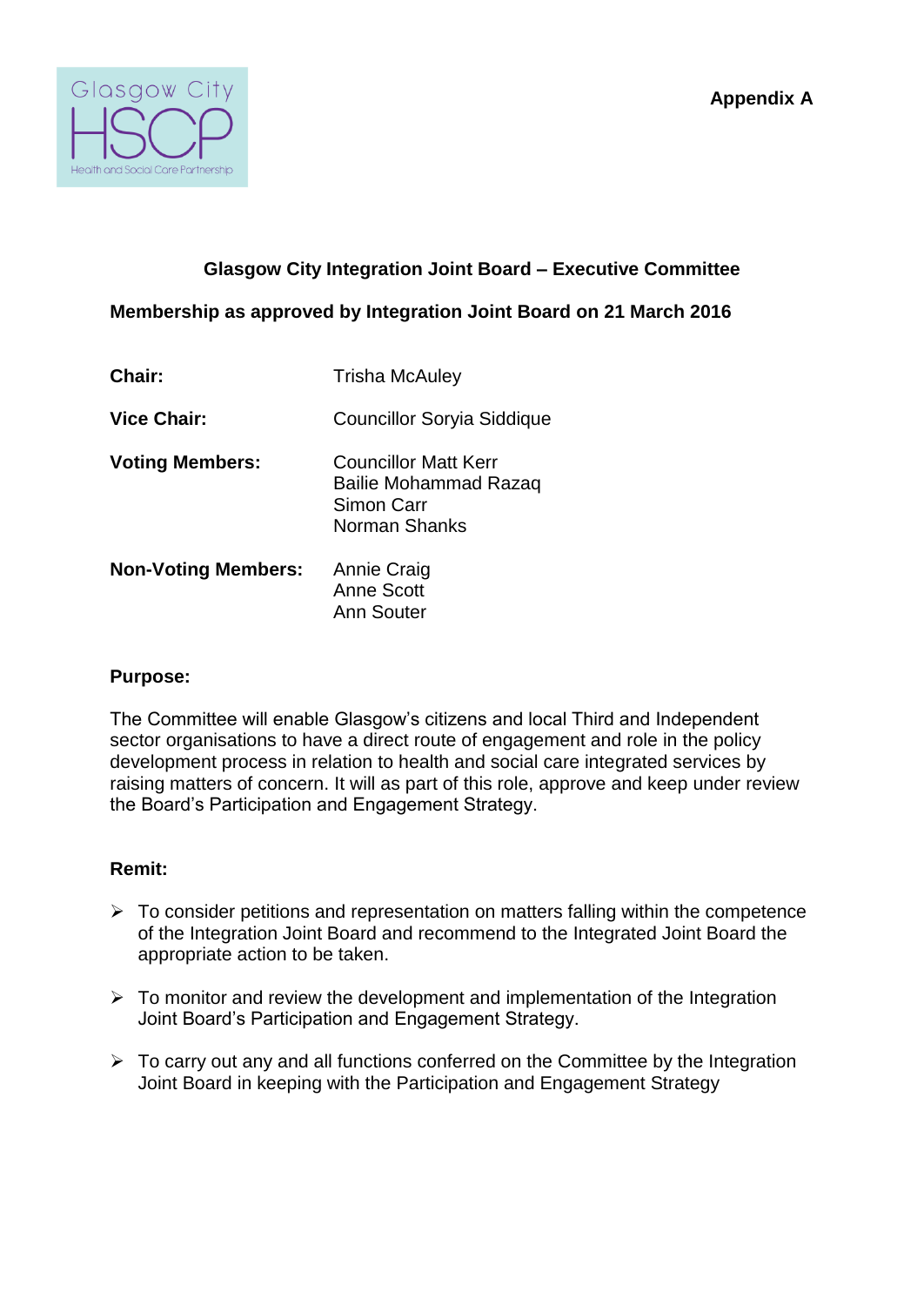**Appendix A**

## Glasgow City Integration Joint Board – Executive Committee

**Membership as approved by Integration Joint Board on 21 March 2016**

| | |
|---|---|
| **Chair:** | Trisha McAuley |
| **Vice Chair:** | Councillor Soryia Siddique |
| **Voting Members:** | Councillor Matt Kerr<br>Bailie Mohammad Razaq<br>Simon Carr<br>Norman Shanks |
| **Non-Voting Members:** | Annie Craig<br>Anne Scott<br>Ann Souter |

**Purpose:**

The Committee will enable Glasgow's citizens and local Third and Independent sector organisations to have a direct route of engagement and role in the policy development process in relation to health and social care integrated services by raising matters of concern. It will as part of this role, approve and keep under review the Board's Participation and Engagement Strategy.

**Remit:**

- To consider petitions and representation on matters falling within the competence of the Integration Joint Board and recommend to the Integrated Joint Board the appropriate action to be taken.
- To monitor and review the development and implementation of the Integration Joint Board's Participation and Engagement Strategy.
- To carry out any and all functions conferred on the Committee by the Integration Joint Board in keeping with the Participation and Engagement Strategy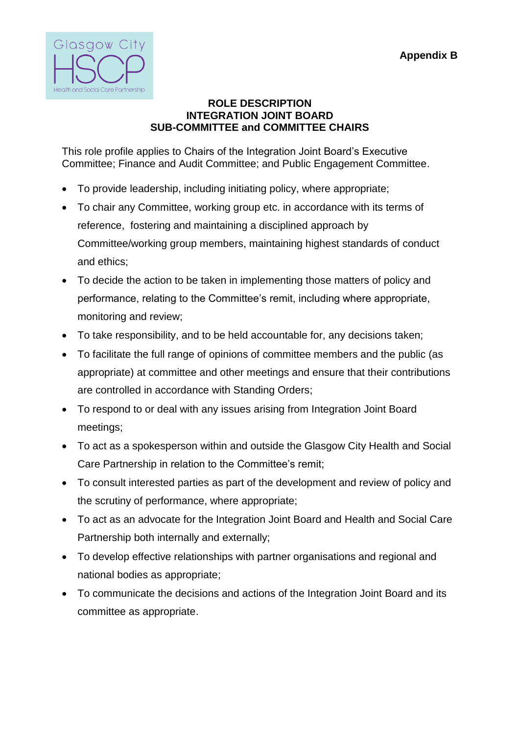Appendix B

**ROLE DESCRIPTION**
**INTEGRATION JOINT BOARD**
**SUB-COMMITTEE and COMMITTEE CHAIRS**

This role profile applies to Chairs of the Integration Joint Board's Executive Committee; Finance and Audit Committee; and Public Engagement Committee.

- To provide leadership, including initiating policy, where appropriate;
- To chair any Committee, working group etc. in accordance with its terms of reference, fostering and maintaining a disciplined approach by Committee/working group members, maintaining highest standards of conduct and ethics;
- To decide the action to be taken in implementing those matters of policy and performance, relating to the Committee's remit, including where appropriate, monitoring and review;
- To take responsibility, and to be held accountable for, any decisions taken;
- To facilitate the full range of opinions of committee members and the public (as appropriate) at committee and other meetings and ensure that their contributions are controlled in accordance with Standing Orders;
- To respond to or deal with any issues arising from Integration Joint Board meetings;
- To act as a spokesperson within and outside the Glasgow City Health and Social Care Partnership in relation to the Committee's remit;
- To consult interested parties as part of the development and review of policy and the scrutiny of performance, where appropriate;
- To act as an advocate for the Integration Joint Board and Health and Social Care Partnership both internally and externally;
- To develop effective relationships with partner organisations and regional and national bodies as appropriate;
- To communicate the decisions and actions of the Integration Joint Board and its committee as appropriate.